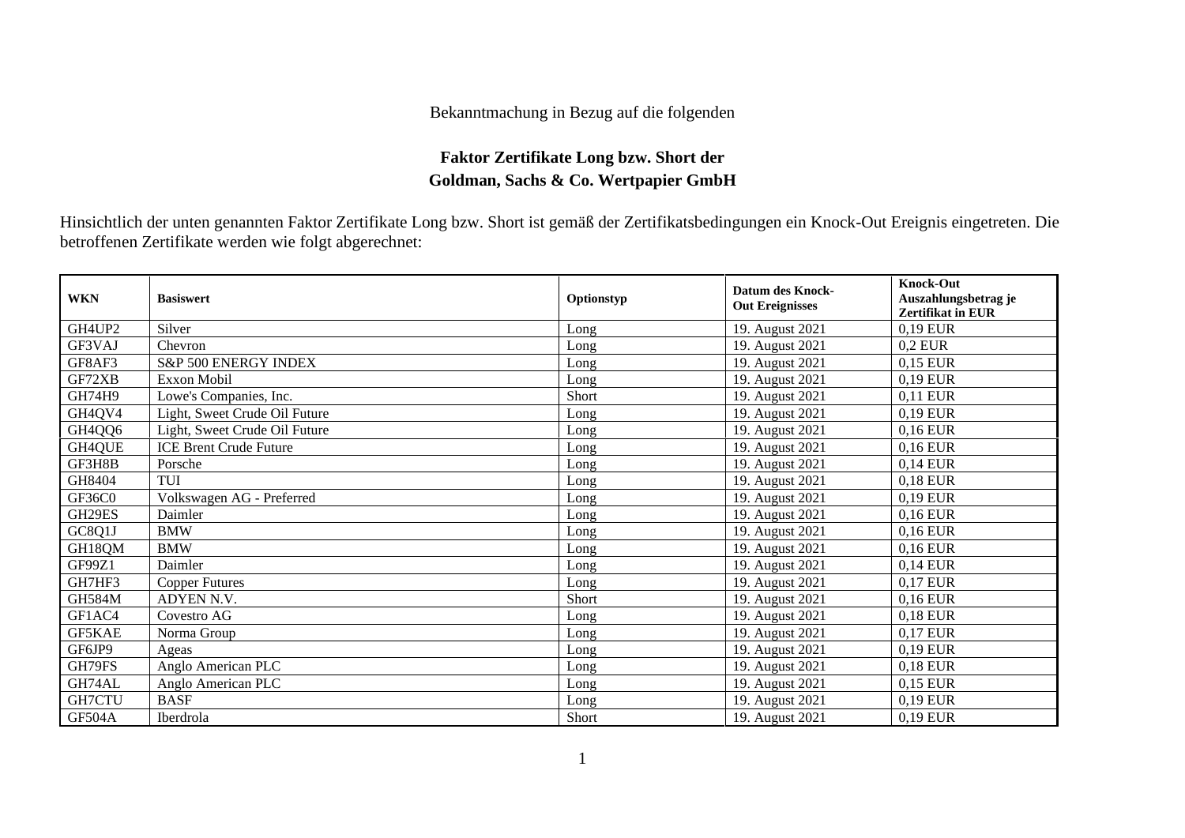Bekanntmachung in Bezug auf die folgenden

**Faktor Zertifikate Long bzw. Short der Goldman, Sachs & Co. Wertpapier GmbH**

Hinsichtlich der unten genannten Faktor Zertifikate Long bzw. Short ist gemäß der Zertifikatsbedingungen ein Knock-Out Ereignis eingetreten. Die betroffenen Zertifikate werden wie folgt abgerechnet:

| WKN | Basiswert | Optionstyp | Datum des Knock-Out Ereignisses | Knock-Out Auszahlungsbetrag je Zertifikat in EUR |
|---|---|---|---|---|
| GH4UP2 | Silver | Long | 19. August 2021 | 0,19 EUR |
| GF3VAJ | Chevron | Long | 19. August 2021 | 0,2 EUR |
| GF8AF3 | S&P 500 ENERGY INDEX | Long | 19. August 2021 | 0,15 EUR |
| GF72XB | Exxon Mobil | Long | 19. August 2021 | 0,19 EUR |
| GH74H9 | Lowe's Companies, Inc. | Short | 19. August 2021 | 0,11 EUR |
| GH4QV4 | Light, Sweet Crude Oil Future | Long | 19. August 2021 | 0,19 EUR |
| GH4QQ6 | Light, Sweet Crude Oil Future | Long | 19. August 2021 | 0,16 EUR |
| GH4QUE | ICE Brent Crude Future | Long | 19. August 2021 | 0,16 EUR |
| GF3H8B | Porsche | Long | 19. August 2021 | 0,14 EUR |
| GH8404 | TUI | Long | 19. August 2021 | 0,18 EUR |
| GF36C0 | Volkswagen AG - Preferred | Long | 19. August 2021 | 0,19 EUR |
| GH29ES | Daimler | Long | 19. August 2021 | 0,16 EUR |
| GC8Q1J | BMW | Long | 19. August 2021 | 0,16 EUR |
| GH18QM | BMW | Long | 19. August 2021 | 0,16 EUR |
| GF99Z1 | Daimler | Long | 19. August 2021 | 0,14 EUR |
| GH7HF3 | Copper Futures | Long | 19. August 2021 | 0,17 EUR |
| GH584M | ADYEN N.V. | Short | 19. August 2021 | 0,16 EUR |
| GF1AC4 | Covestro AG | Long | 19. August 2021 | 0,18 EUR |
| GF5KAE | Norma Group | Long | 19. August 2021 | 0,17 EUR |
| GF6JP9 | Ageas | Long | 19. August 2021 | 0,19 EUR |
| GH79FS | Anglo American PLC | Long | 19. August 2021 | 0,18 EUR |
| GH74AL | Anglo American PLC | Long | 19. August 2021 | 0,15 EUR |
| GH7CTU | BASF | Long | 19. August 2021 | 0,19 EUR |
| GF504A | Iberdrola | Short | 19. August 2021 | 0,19 EUR |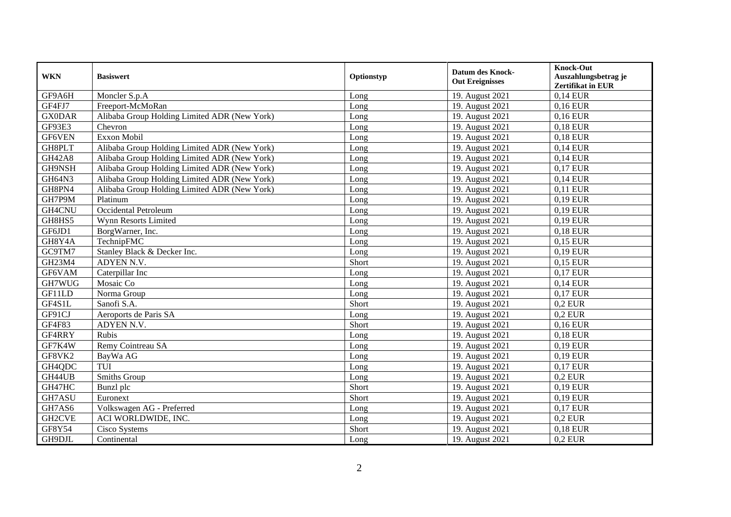| WKN | Basiswert | Optionstyp | Datum des Knock-Out Ereignisses | Knock-Out Auszahlungsbetrag je Zertifikat in EUR |
|---|---|---|---|---|
| GF9A6H | Moncler S.p.A | Long | 19. August 2021 | 0,14 EUR |
| GF4FJ7 | Freeport-McMoRan | Long | 19. August 2021 | 0,16 EUR |
| GX0DAR | Alibaba Group Holding Limited ADR (New York) | Long | 19. August 2021 | 0,16 EUR |
| GF93E3 | Chevron | Long | 19. August 2021 | 0,18 EUR |
| GF6VEN | Exxon Mobil | Long | 19. August 2021 | 0,18 EUR |
| GH8PLT | Alibaba Group Holding Limited ADR (New York) | Long | 19. August 2021 | 0,14 EUR |
| GH42A8 | Alibaba Group Holding Limited ADR (New York) | Long | 19. August 2021 | 0,14 EUR |
| GH9NSH | Alibaba Group Holding Limited ADR (New York) | Long | 19. August 2021 | 0,17 EUR |
| GH64N3 | Alibaba Group Holding Limited ADR (New York) | Long | 19. August 2021 | 0,14 EUR |
| GH8PN4 | Alibaba Group Holding Limited ADR (New York) | Long | 19. August 2021 | 0,11 EUR |
| GH7P9M | Platinum | Long | 19. August 2021 | 0,19 EUR |
| GH4CNU | Occidental Petroleum | Long | 19. August 2021 | 0,19 EUR |
| GH8HS5 | Wynn Resorts Limited | Long | 19. August 2021 | 0,19 EUR |
| GF6JD1 | BorgWarner, Inc. | Long | 19. August 2021 | 0,18 EUR |
| GH8Y4A | TechnipFMC | Long | 19. August 2021 | 0,15 EUR |
| GC9TM7 | Stanley Black & Decker Inc. | Long | 19. August 2021 | 0,19 EUR |
| GH23M4 | ADYEN N.V. | Short | 19. August 2021 | 0,15 EUR |
| GF6VAM | Caterpillar Inc | Long | 19. August 2021 | 0,17 EUR |
| GH7WUG | Mosaic Co | Long | 19. August 2021 | 0,14 EUR |
| GF11LD | Norma Group | Long | 19. August 2021 | 0,17 EUR |
| GF4S1L | Sanofi S.A. | Short | 19. August 2021 | 0,2 EUR |
| GF91CJ | Aeroports de Paris SA | Long | 19. August 2021 | 0,2 EUR |
| GF4F83 | ADYEN N.V. | Short | 19. August 2021 | 0,16 EUR |
| GF4RRY | Rubis | Long | 19. August 2021 | 0,18 EUR |
| GF7K4W | Remy Cointreau SA | Long | 19. August 2021 | 0,19 EUR |
| GF8VK2 | BayWa AG | Long | 19. August 2021 | 0,19 EUR |
| GH4QDC | TUI | Long | 19. August 2021 | 0,17 EUR |
| GH44UB | Smiths Group | Long | 19. August 2021 | 0,2 EUR |
| GH47HC | Bunzl plc | Short | 19. August 2021 | 0,19 EUR |
| GH7ASU | Euronext | Short | 19. August 2021 | 0,19 EUR |
| GH7AS6 | Volkswagen AG - Preferred | Long | 19. August 2021 | 0,17 EUR |
| GH2CVE | ACI WORLDWIDE, INC. | Long | 19. August 2021 | 0,2 EUR |
| GF8Y54 | Cisco Systems | Short | 19. August 2021 | 0,18 EUR |
| GH9DJL | Continental | Long | 19. August 2021 | 0,2 EUR |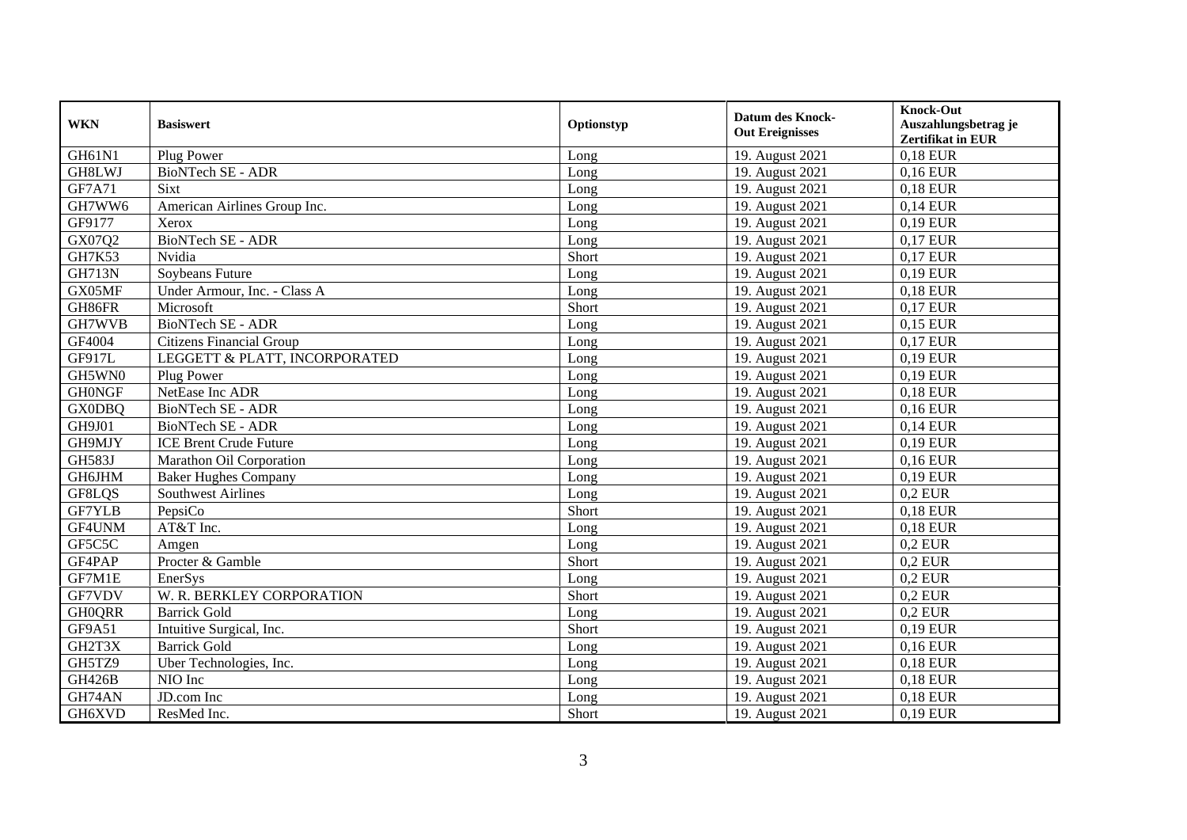| WKN | Basiswert | Optionstyp | Datum des Knock-Out Ereignisses | Knock-Out Auszahlungsbetrag je Zertifikat in EUR |
|---|---|---|---|---|
| GH61N1 | Plug Power | Long | 19. August 2021 | 0,18 EUR |
| GH8LWJ | BioNTech SE - ADR | Long | 19. August 2021 | 0,16 EUR |
| GF7A71 | Sixt | Long | 19. August 2021 | 0,18 EUR |
| GH7WW6 | American Airlines Group Inc. | Long | 19. August 2021 | 0,14 EUR |
| GF9177 | Xerox | Long | 19. August 2021 | 0,19 EUR |
| GX07Q2 | BioNTech SE - ADR | Long | 19. August 2021 | 0,17 EUR |
| GH7K53 | Nvidia | Short | 19. August 2021 | 0,17 EUR |
| GH713N | Soybeans Future | Long | 19. August 2021 | 0,19 EUR |
| GX05MF | Under Armour, Inc. - Class A | Long | 19. August 2021 | 0,18 EUR |
| GH86FR | Microsoft | Short | 19. August 2021 | 0,17 EUR |
| GH7WVB | BioNTech SE - ADR | Long | 19. August 2021 | 0,15 EUR |
| GF4004 | Citizens Financial Group | Long | 19. August 2021 | 0,17 EUR |
| GF917L | LEGGETT & PLATT, INCORPORATED | Long | 19. August 2021 | 0,19 EUR |
| GH5WN0 | Plug Power | Long | 19. August 2021 | 0,19 EUR |
| GH0NGF | NetEase Inc ADR | Long | 19. August 2021 | 0,18 EUR |
| GX0DBQ | BioNTech SE - ADR | Long | 19. August 2021 | 0,16 EUR |
| GH9J01 | BioNTech SE - ADR | Long | 19. August 2021 | 0,14 EUR |
| GH9MJY | ICE Brent Crude Future | Long | 19. August 2021 | 0,19 EUR |
| GH583J | Marathon Oil Corporation | Long | 19. August 2021 | 0,16 EUR |
| GH6JHM | Baker Hughes Company | Long | 19. August 2021 | 0,19 EUR |
| GF8LQS | Southwest Airlines | Long | 19. August 2021 | 0,2 EUR |
| GF7YLB | PepsiCo | Short | 19. August 2021 | 0,18 EUR |
| GF4UNM | AT&T Inc. | Long | 19. August 2021 | 0,18 EUR |
| GF5C5C | Amgen | Long | 19. August 2021 | 0,2 EUR |
| GF4PAP | Procter & Gamble | Short | 19. August 2021 | 0,2 EUR |
| GF7M1E | EnerSys | Long | 19. August 2021 | 0,2 EUR |
| GF7VDV | W. R. BERKLEY CORPORATION | Short | 19. August 2021 | 0,2 EUR |
| GH0QRR | Barrick Gold | Long | 19. August 2021 | 0,2 EUR |
| GF9A51 | Intuitive Surgical, Inc. | Short | 19. August 2021 | 0,19 EUR |
| GH2T3X | Barrick Gold | Long | 19. August 2021 | 0,16 EUR |
| GH5TZ9 | Uber Technologies, Inc. | Long | 19. August 2021 | 0,18 EUR |
| GH426B | NIO Inc | Long | 19. August 2021 | 0,18 EUR |
| GH74AN | JD.com Inc | Long | 19. August 2021 | 0,18 EUR |
| GH6XVD | ResMed Inc. | Short | 19. August 2021 | 0,19 EUR |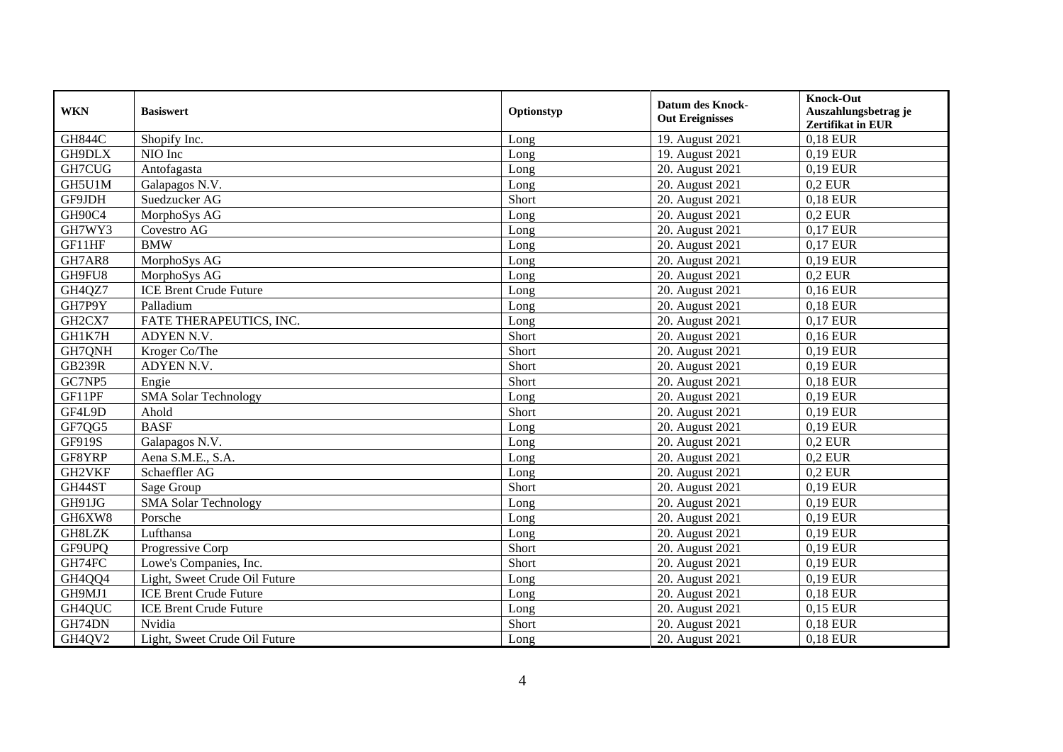| WKN | Basiswert | Optionstyp | Datum des Knock-Out Ereignisses | Knock-Out Auszahlungsbetrag je Zertifikat in EUR |
|---|---|---|---|---|
| GH844C | Shopify Inc. | Long | 19. August 2021 | 0,18 EUR |
| GH9DLX | NIO Inc | Long | 19. August 2021 | 0,19 EUR |
| GH7CUG | Antofagasta | Long | 20. August 2021 | 0,19 EUR |
| GH5U1M | Galapagos N.V. | Long | 20. August 2021 | 0,2 EUR |
| GF9JDH | Suedzucker AG | Short | 20. August 2021 | 0,18 EUR |
| GH90C4 | MorphoSys AG | Long | 20. August 2021 | 0,2 EUR |
| GH7WY3 | Covestro AG | Long | 20. August 2021 | 0,17 EUR |
| GF11HF | BMW | Long | 20. August 2021 | 0,17 EUR |
| GH7AR8 | MorphoSys AG | Long | 20. August 2021 | 0,19 EUR |
| GH9FU8 | MorphoSys AG | Long | 20. August 2021 | 0,2 EUR |
| GH4QZ7 | ICE Brent Crude Future | Long | 20. August 2021 | 0,16 EUR |
| GH7P9Y | Palladium | Long | 20. August 2021 | 0,18 EUR |
| GH2CX7 | FATE THERAPEUTICS, INC. | Long | 20. August 2021 | 0,17 EUR |
| GH1K7H | ADYEN N.V. | Short | 20. August 2021 | 0,16 EUR |
| GH7QNH | Kroger Co/The | Short | 20. August 2021 | 0,19 EUR |
| GB239R | ADYEN N.V. | Short | 20. August 2021 | 0,19 EUR |
| GC7NP5 | Engie | Short | 20. August 2021 | 0,18 EUR |
| GF11PF | SMA Solar Technology | Long | 20. August 2021 | 0,19 EUR |
| GF4L9D | Ahold | Short | 20. August 2021 | 0,19 EUR |
| GF7QG5 | BASF | Long | 20. August 2021 | 0,19 EUR |
| GF919S | Galapagos N.V. | Long | 20. August 2021 | 0,2 EUR |
| GF8YRP | Aena S.M.E., S.A. | Long | 20. August 2021 | 0,2 EUR |
| GH2VKF | Schaeffler AG | Long | 20. August 2021 | 0,2 EUR |
| GH44ST | Sage Group | Short | 20. August 2021 | 0,19 EUR |
| GH91JG | SMA Solar Technology | Long | 20. August 2021 | 0,19 EUR |
| GH6XW8 | Porsche | Long | 20. August 2021 | 0,19 EUR |
| GH8LZK | Lufthansa | Long | 20. August 2021 | 0,19 EUR |
| GF9UPQ | Progressive Corp | Short | 20. August 2021 | 0,19 EUR |
| GH74FC | Lowe's Companies, Inc. | Short | 20. August 2021 | 0,19 EUR |
| GH4QQ4 | Light, Sweet Crude Oil Future | Long | 20. August 2021 | 0,19 EUR |
| GH9MJ1 | ICE Brent Crude Future | Long | 20. August 2021 | 0,18 EUR |
| GH4QUC | ICE Brent Crude Future | Long | 20. August 2021 | 0,15 EUR |
| GH74DN | Nvidia | Short | 20. August 2021 | 0,18 EUR |
| GH4QV2 | Light, Sweet Crude Oil Future | Long | 20. August 2021 | 0,18 EUR |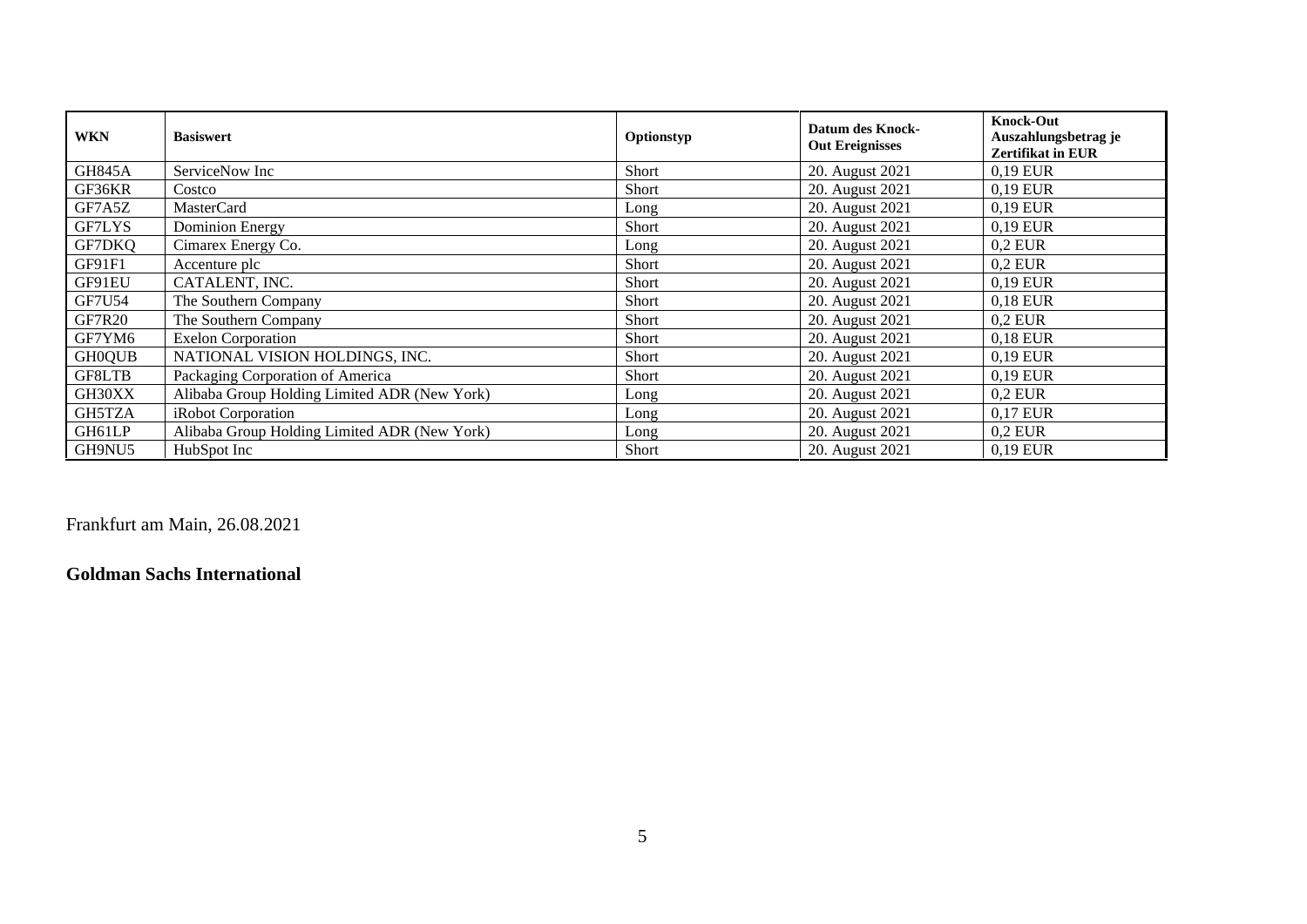| WKN | Basiswert | Optionstyp | Datum des Knock-Out Ereignisses | Knock-Out Auszahlungsbetrag je Zertifikat in EUR |
|---|---|---|---|---|
| GH845A | ServiceNow Inc | Short | 20. August 2021 | 0,19 EUR |
| GF36KR | Costco | Short | 20. August 2021 | 0,19 EUR |
| GF7A5Z | MasterCard | Long | 20. August 2021 | 0,19 EUR |
| GF7LYS | Dominion Energy | Short | 20. August 2021 | 0,19 EUR |
| GF7DKQ | Cimarex Energy Co. | Long | 20. August 2021 | 0,2 EUR |
| GF91F1 | Accenture plc | Short | 20. August 2021 | 0,2 EUR |
| GF91EU | CATALENT, INC. | Short | 20. August 2021 | 0,19 EUR |
| GF7U54 | The Southern Company | Short | 20. August 2021 | 0,18 EUR |
| GF7R20 | The Southern Company | Short | 20. August 2021 | 0,2 EUR |
| GF7YM6 | Exelon Corporation | Short | 20. August 2021 | 0,18 EUR |
| GH0QUB | NATIONAL VISION HOLDINGS, INC. | Short | 20. August 2021 | 0,19 EUR |
| GF8LTB | Packaging Corporation of America | Short | 20. August 2021 | 0,19 EUR |
| GH30XX | Alibaba Group Holding Limited ADR (New York) | Long | 20. August 2021 | 0,2 EUR |
| GH5TZA | iRobot Corporation | Long | 20. August 2021 | 0,17 EUR |
| GH61LP | Alibaba Group Holding Limited ADR (New York) | Long | 20. August 2021 | 0,2 EUR |
| GH9NU5 | HubSpot Inc | Short | 20. August 2021 | 0,19 EUR |

Frankfurt am Main, 26.08.2021

**Goldman Sachs International**